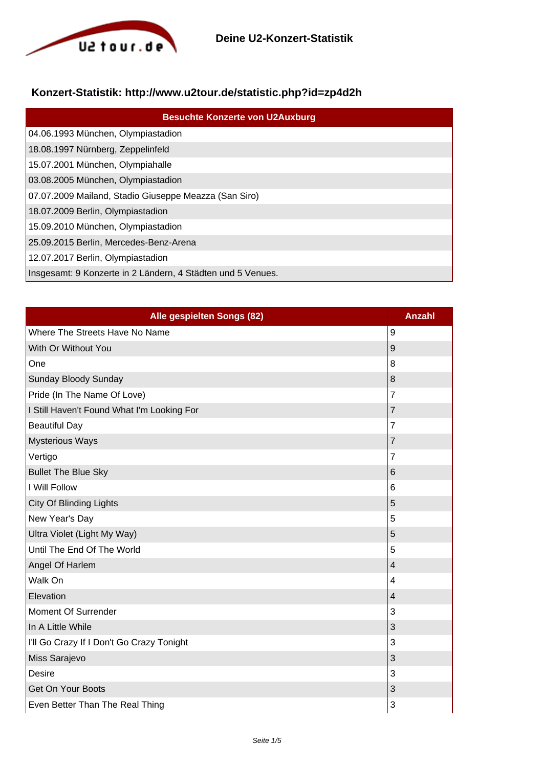# Deine U2-Konzert-Statistik

## Konzert-Statistik: http://www.u2tour.de/statistic.php?id=zp4d2h

| Besuchte Konzerte von U2Auxburg |
|---|
| 04.06.1993 München, Olympiastadion |
| 18.08.1997 Nürnberg, Zeppelinfeld |
| 15.07.2001 München, Olympiahalle |
| 03.08.2005 München, Olympiastadion |
| 07.07.2009 Mailand, Stadio Giuseppe Meazza (San Siro) |
| 18.07.2009 Berlin, Olympiastadion |
| 15.09.2010 München, Olympiastadion |
| 25.09.2015 Berlin, Mercedes-Benz-Arena |
| 12.07.2017 Berlin, Olympiastadion |
| Insgesamt: 9 Konzerte in 2 Ländern, 4 Städten und 5 Venues. |

| Alle gespielten Songs (82) | Anzahl |
|---|---|
| Where The Streets Have No Name | 9 |
| With Or Without You | 9 |
| One | 8 |
| Sunday Bloody Sunday | 8 |
| Pride (In The Name Of Love) | 7 |
| I Still Haven't Found What I'm Looking For | 7 |
| Beautiful Day | 7 |
| Mysterious Ways | 7 |
| Vertigo | 7 |
| Bullet The Blue Sky | 6 |
| I Will Follow | 6 |
| City Of Blinding Lights | 5 |
| New Year's Day | 5 |
| Ultra Violet (Light My Way) | 5 |
| Until The End Of The World | 5 |
| Angel Of Harlem | 4 |
| Walk On | 4 |
| Elevation | 4 |
| Moment Of Surrender | 3 |
| In A Little While | 3 |
| I'll Go Crazy If I Don't Go Crazy Tonight | 3 |
| Miss Sarajevo | 3 |
| Desire | 3 |
| Get On Your Boots | 3 |
| Even Better Than The Real Thing | 3 |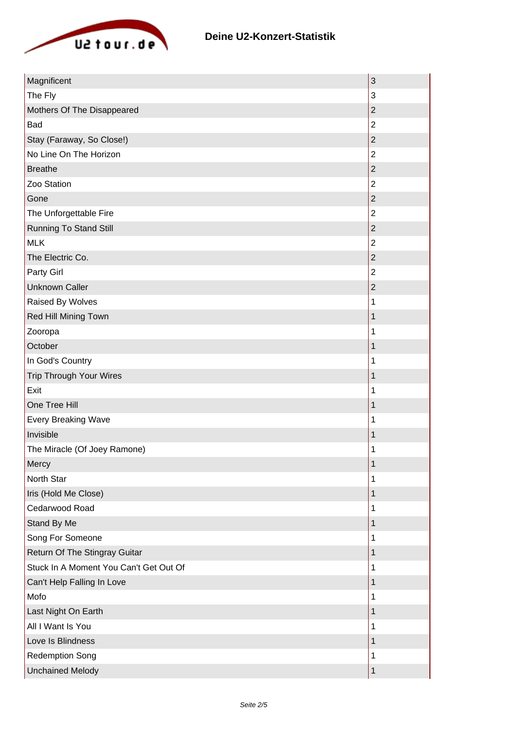# Deine U2-Konzert-Statistik

| | |
|---|---|
| Magnificent | 3 |
| The Fly | 3 |
| Mothers Of The Disappeared | 2 |
| Bad | 2 |
| Stay (Faraway, So Close!) | 2 |
| No Line On The Horizon | 2 |
| Breathe | 2 |
| Zoo Station | 2 |
| Gone | 2 |
| The Unforgettable Fire | 2 |
| Running To Stand Still | 2 |
| MLK | 2 |
| The Electric Co. | 2 |
| Party Girl | 2 |
| Unknown Caller | 2 |
| Raised By Wolves | 1 |
| Red Hill Mining Town | 1 |
| Zooropa | 1 |
| October | 1 |
| In God's Country | 1 |
| Trip Through Your Wires | 1 |
| Exit | 1 |
| One Tree Hill | 1 |
| Every Breaking Wave | 1 |
| Invisible | 1 |
| The Miracle (Of Joey Ramone) | 1 |
| Mercy | 1 |
| North Star | 1 |
| Iris (Hold Me Close) | 1 |
| Cedarwood Road | 1 |
| Stand By Me | 1 |
| Song For Someone | 1 |
| Return Of The Stingray Guitar | 1 |
| Stuck In A Moment You Can't Get Out Of | 1 |
| Can't Help Falling In Love | 1 |
| Mofo | 1 |
| Last Night On Earth | 1 |
| All I Want Is You | 1 |
| Love Is Blindness | 1 |
| Redemption Song | 1 |
| Unchained Melody | 1 |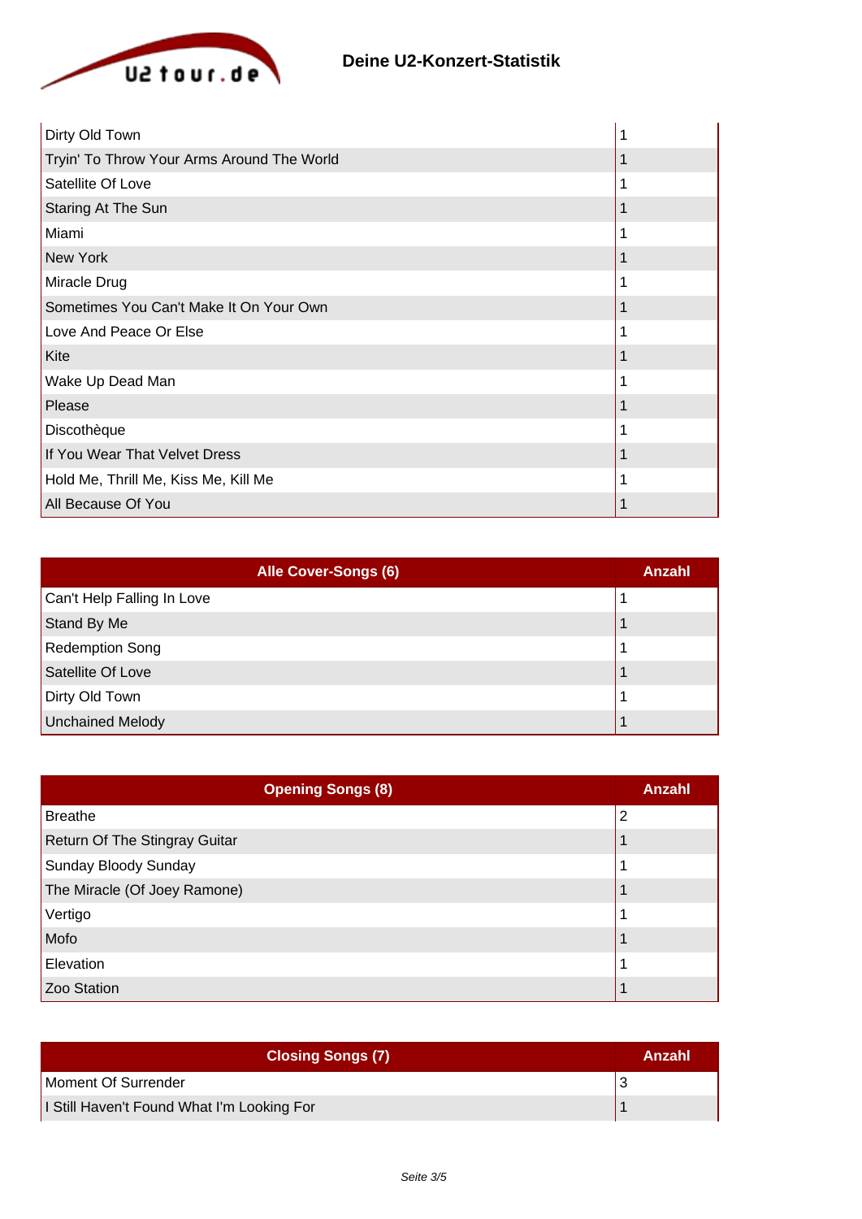## Deine U2-Konzert-Statistik

| | |
|---|---|
| Dirty Old Town | 1 |
| Tryin' To Throw Your Arms Around The World | 1 |
| Satellite Of Love | 1 |
| Staring At The Sun | 1 |
| Miami | 1 |
| New York | 1 |
| Miracle Drug | 1 |
| Sometimes You Can't Make It On Your Own | 1 |
| Love And Peace Or Else | 1 |
| Kite | 1 |
| Wake Up Dead Man | 1 |
| Please | 1 |
| Discothèque | 1 |
| If You Wear That Velvet Dress | 1 |
| Hold Me, Thrill Me, Kiss Me, Kill Me | 1 |
| All Because Of You | 1 |

| Alle Cover-Songs (6) | Anzahl |
|---|---|
| Can't Help Falling In Love | 1 |
| Stand By Me | 1 |
| Redemption Song | 1 |
| Satellite Of Love | 1 |
| Dirty Old Town | 1 |
| Unchained Melody | 1 |

| Opening Songs (8) | Anzahl |
|---|---|
| Breathe | 2 |
| Return Of The Stingray Guitar | 1 |
| Sunday Bloody Sunday | 1 |
| The Miracle (Of Joey Ramone) | 1 |
| Vertigo | 1 |
| Mofo | 1 |
| Elevation | 1 |
| Zoo Station | 1 |

| Closing Songs (7) | Anzahl |
|---|---|
| Moment Of Surrender | 3 |
| I Still Haven't Found What I'm Looking For | 1 |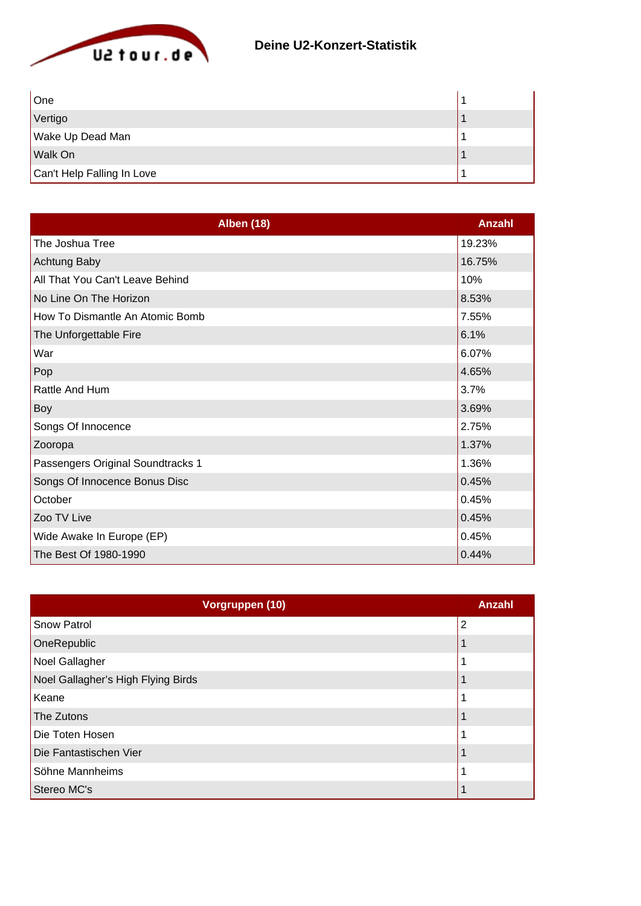# Deine U2-Konzert-Statistik

| | |
|---|---|
| One | 1 |
| Vertigo | 1 |
| Wake Up Dead Man | 1 |
| Walk On | 1 |
| Can't Help Falling In Love | 1 |

| Alben (18) | Anzahl |
|---|---|
| The Joshua Tree | 19.23% |
| Achtung Baby | 16.75% |
| All That You Can't Leave Behind | 10% |
| No Line On The Horizon | 8.53% |
| How To Dismantle An Atomic Bomb | 7.55% |
| The Unforgettable Fire | 6.1% |
| War | 6.07% |
| Pop | 4.65% |
| Rattle And Hum | 3.7% |
| Boy | 3.69% |
| Songs Of Innocence | 2.75% |
| Zooropa | 1.37% |
| Passengers Original Soundtracks 1 | 1.36% |
| Songs Of Innocence Bonus Disc | 0.45% |
| October | 0.45% |
| Zoo TV Live | 0.45% |
| Wide Awake In Europe (EP) | 0.45% |
| The Best Of 1980-1990 | 0.44% |

| Vorgruppen (10) | Anzahl |
|---|---|
| Snow Patrol | 2 |
| OneRepublic | 1 |
| Noel Gallagher | 1 |
| Noel Gallagher's High Flying Birds | 1 |
| Keane | 1 |
| The Zutons | 1 |
| Die Toten Hosen | 1 |
| Die Fantastischen Vier | 1 |
| Söhne Mannheims | 1 |
| Stereo MC's | 1 |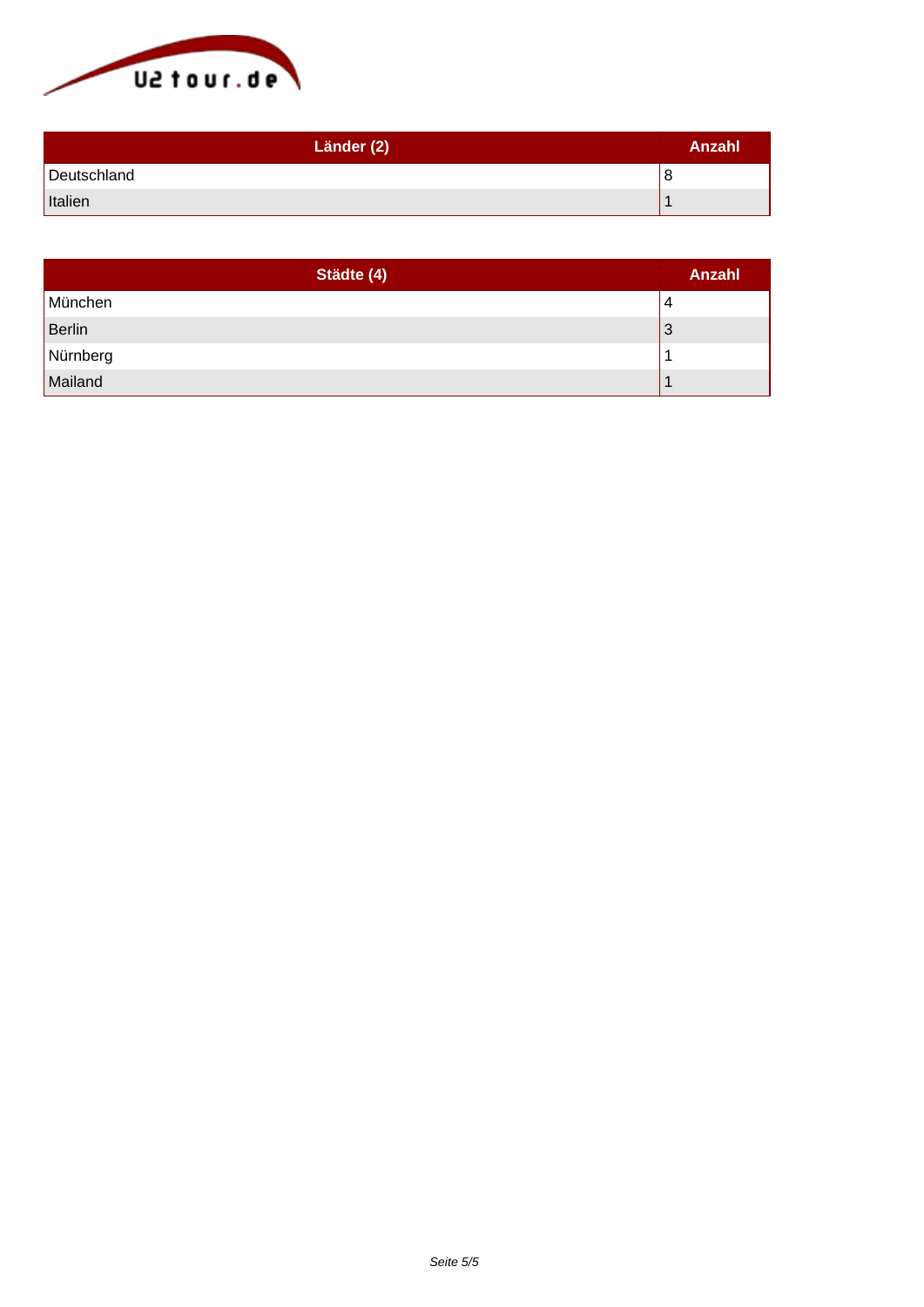| Länder (2) | Anzahl |
|---|---|
| Deutschland | 8 |
| Italien | 1 |

| Städte (4) | Anzahl |
|---|---|
| München | 4 |
| Berlin | 3 |
| Nürnberg | 1 |
| Mailand | 1 |